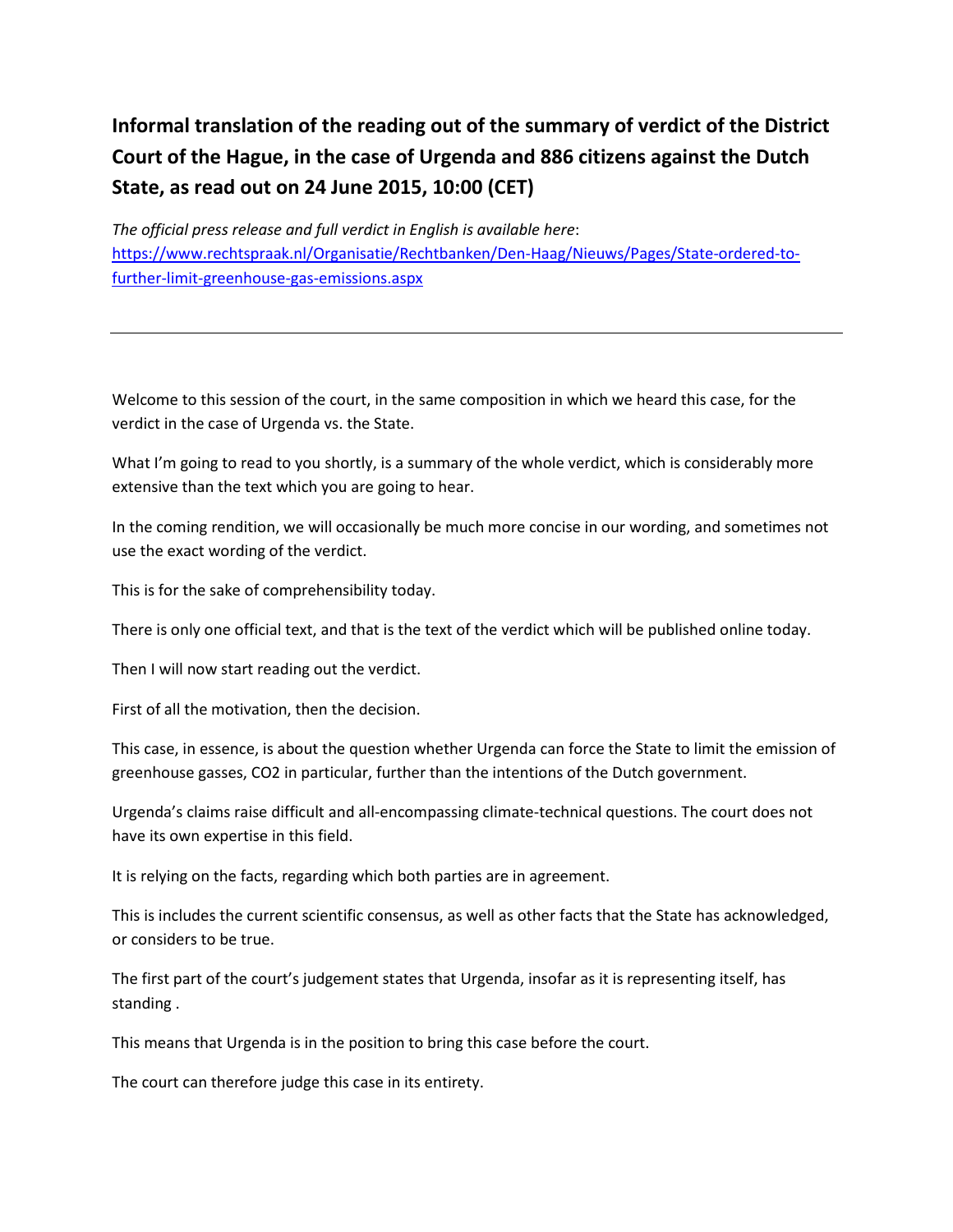# Informal translation of the reading out of the summary of verdict of the District Court of the Hague, in the case of Urgenda and 886 citizens against the Dutch State, as read out on 24 June 2015, 10:00 (CET)

*The official press release and full verdict in English is available here*:
[https://www.rechtspraak.nl/Organisatie/Rechtbanken/Den-Haag/Nieuws/Pages/State-ordered-to-further-limit-greenhouse-gas-emissions.aspx](https://www.rechtspraak.nl/Organisatie/Rechtbanken/Den-Haag/Nieuws/Pages/State-ordered-to-further-limit-greenhouse-gas-emissions.aspx)

---

Welcome to this session of the court, in the same composition in which we heard this case, for the verdict in the case of Urgenda vs. the State.

What I'm going to read to you shortly, is a summary of the whole verdict, which is considerably more extensive than the text which you are going to hear.

In the coming rendition, we will occasionally be much more concise in our wording, and sometimes not use the exact wording of the verdict.

This is for the sake of comprehensibility today.

There is only one official text, and that is the text of the verdict which will be published online today.

Then I will now start reading out the verdict.

First of all the motivation, then the decision.

This case, in essence, is about the question whether Urgenda can force the State to limit the emission of greenhouse gasses, CO2 in particular, further than the intentions of the Dutch government.

Urgenda's claims raise difficult and all-encompassing climate-technical questions. The court does not have its own expertise in this field.

It is relying on the facts, regarding which both parties are in agreement.

This is includes the current scientific consensus, as well as other facts that the State has acknowledged, or considers to be true.

The first part of the court's judgement states that Urgenda, insofar as it is representing itself, has standing .

This means that Urgenda is in the position to bring this case before the court.

The court can therefore judge this case in its entirety.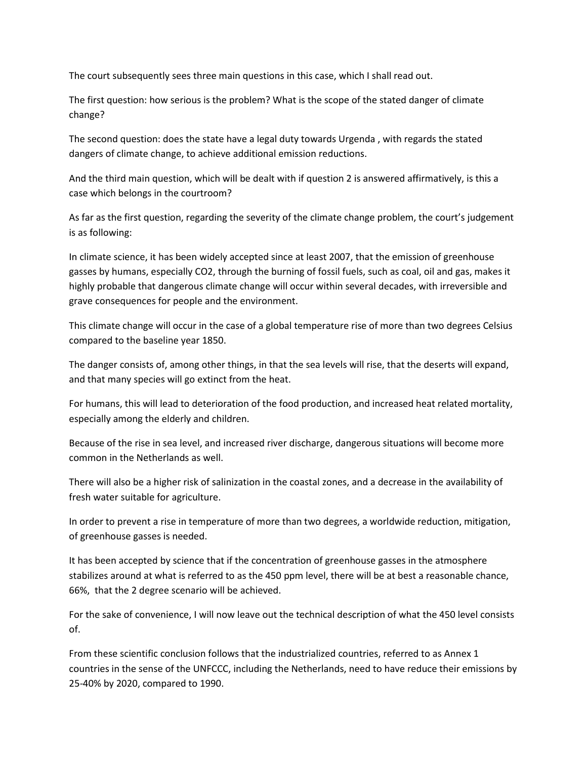The court subsequently sees three main questions in this case, which I shall read out.

The first question: how serious is the problem? What is the scope of the stated danger of climate change?

The second question: does the state have a legal duty towards Urgenda , with regards the stated dangers of climate change, to achieve additional emission reductions.

And the third main question, which will be dealt with if question 2 is answered affirmatively, is this a case which belongs in the courtroom?

As far as the first question, regarding the severity of the climate change problem, the court's judgement is as following:

In climate science, it has been widely accepted since at least 2007, that the emission of greenhouse gasses by humans, especially $CO_2$, through the burning of fossil fuels, such as coal, oil and gas, makes it highly probable that dangerous climate change will occur within several decades, with irreversible and grave consequences for people and the environment.

This climate change will occur in the case of a global temperature rise of more than two degrees Celsius compared to the baseline year 1850.

The danger consists of, among other things, in that the sea levels will rise, that the deserts will expand, and that many species will go extinct from the heat.

For humans, this will lead to deterioration of the food production, and increased heat related mortality, especially among the elderly and children.

Because of the rise in sea level, and increased river discharge, dangerous situations will become more common in the Netherlands as well.

There will also be a higher risk of salinization in the coastal zones, and a decrease in the availability of fresh water suitable for agriculture.

In order to prevent a rise in temperature of more than two degrees, a worldwide reduction, mitigation, of greenhouse gasses is needed.

It has been accepted by science that if the concentration of greenhouse gasses in the atmosphere stabilizes around at what is referred to as the 450 ppm level, there will be at best a reasonable chance, 66%, that the 2 degree scenario will be achieved.

For the sake of convenience, I will now leave out the technical description of what the 450 level consists of.

From these scientific conclusion follows that the industrialized countries, referred to as Annex 1 countries in the sense of the UNFCCC, including the Netherlands, need to have reduce their emissions by 25-40% by 2020, compared to 1990.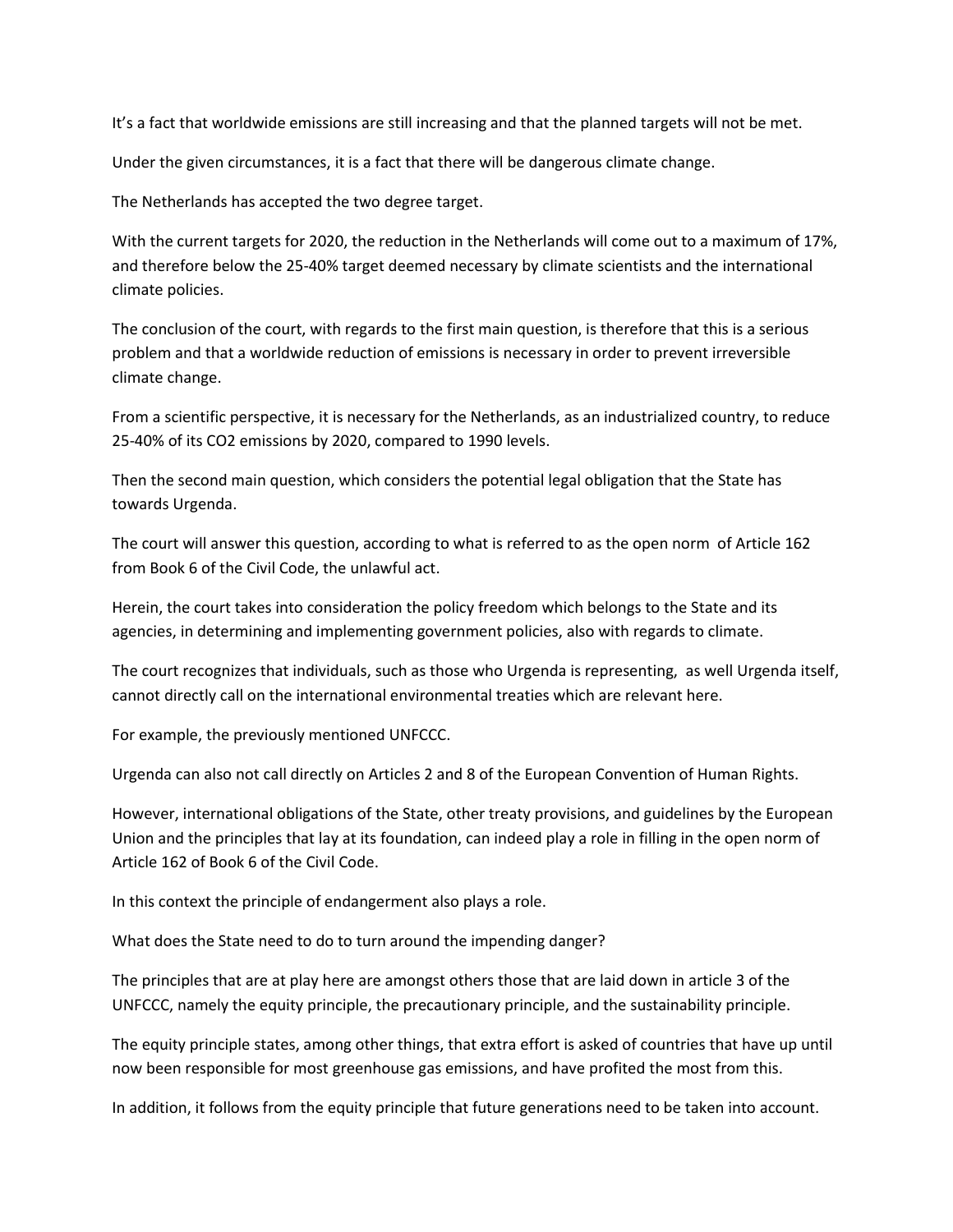It's a fact that worldwide emissions are still increasing and that the planned targets will not be met.

Under the given circumstances, it is a fact that there will be dangerous climate change.

The Netherlands has accepted the two degree target.

With the current targets for 2020, the reduction in the Netherlands will come out to a maximum of 17%, and therefore below the 25-40% target deemed necessary by climate scientists and the international climate policies.

The conclusion of the court, with regards to the first main question, is therefore that this is a serious problem and that a worldwide reduction of emissions is necessary in order to prevent irreversible climate change.

From a scientific perspective, it is necessary for the Netherlands, as an industrialized country, to reduce 25-40% of its $CO_2$ emissions by 2020, compared to 1990 levels.

Then the second main question, which considers the potential legal obligation that the State has towards Urgenda.

The court will answer this question, according to what is referred to as the open norm of Article 162 from Book 6 of the Civil Code, the unlawful act.

Herein, the court takes into consideration the policy freedom which belongs to the State and its agencies, in determining and implementing government policies, also with regards to climate.

The court recognizes that individuals, such as those who Urgenda is representing, as well Urgenda itself, cannot directly call on the international environmental treaties which are relevant here.

For example, the previously mentioned UNFCCC.

Urgenda can also not call directly on Articles 2 and 8 of the European Convention of Human Rights.

However, international obligations of the State, other treaty provisions, and guidelines by the European Union and the principles that lay at its foundation, can indeed play a role in filling in the open norm of Article 162 of Book 6 of the Civil Code.

In this context the principle of endangerment also plays a role.

What does the State need to do to turn around the impending danger?

The principles that are at play here are amongst others those that are laid down in article 3 of the UNFCCC, namely the equity principle, the precautionary principle, and the sustainability principle.

The equity principle states, among other things, that extra effort is asked of countries that have up until now been responsible for most greenhouse gas emissions, and have profited the most from this.

In addition, it follows from the equity principle that future generations need to be taken into account.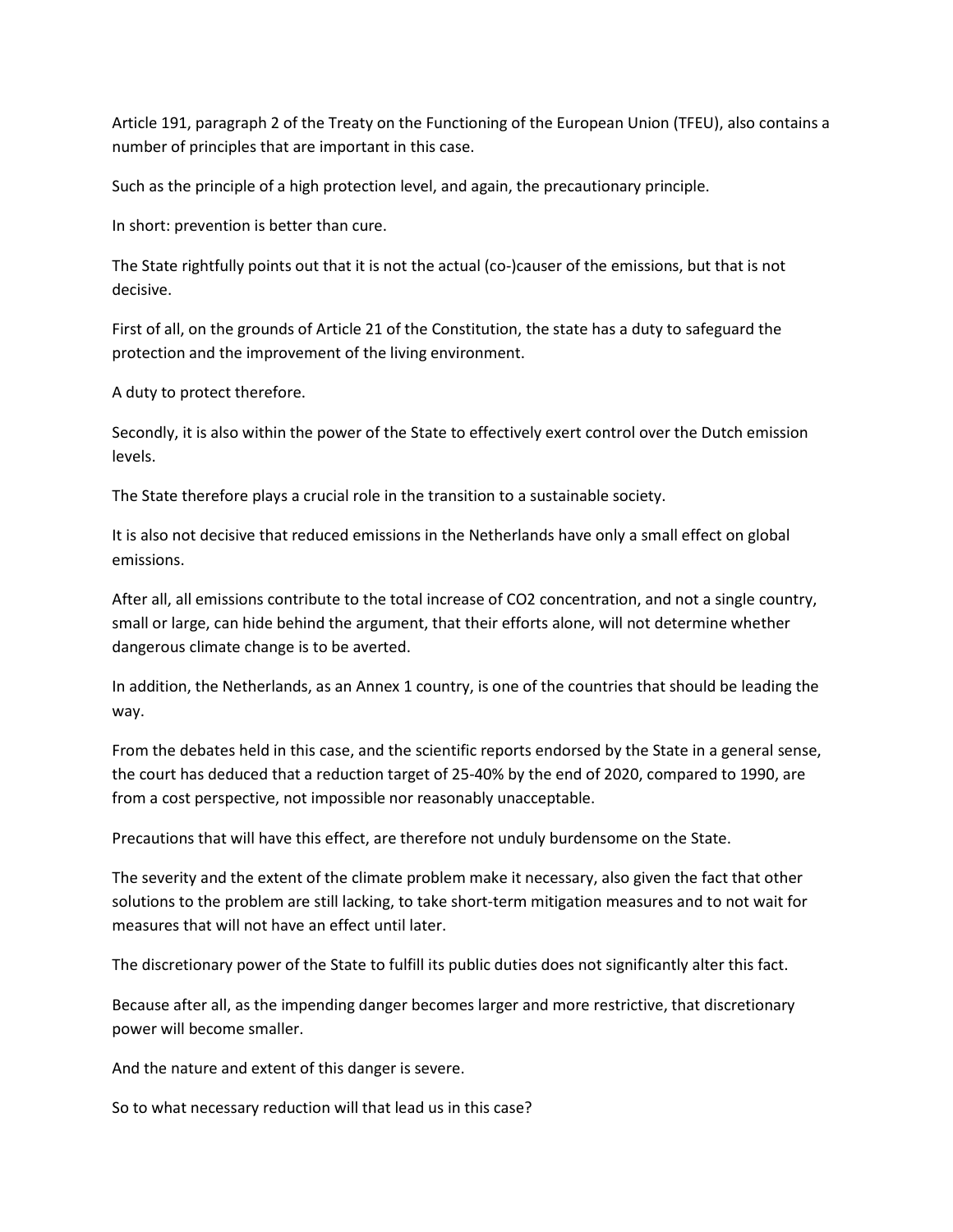Article 191, paragraph 2 of the Treaty on the Functioning of the European Union (TFEU), also contains a number of principles that are important in this case.

Such as the principle of a high protection level, and again, the precautionary principle.

In short: prevention is better than cure.

The State rightfully points out that it is not the actual (co-)causer of the emissions, but that is not decisive.

First of all, on the grounds of Article 21 of the Constitution, the state has a duty to safeguard the protection and the improvement of the living environment.

A duty to protect therefore.

Secondly, it is also within the power of the State to effectively exert control over the Dutch emission levels.

The State therefore plays a crucial role in the transition to a sustainable society.

It is also not decisive that reduced emissions in the Netherlands have only a small effect on global emissions.

After all, all emissions contribute to the total increase of $CO_2$ concentration, and not a single country, small or large, can hide behind the argument, that their efforts alone, will not determine whether dangerous climate change is to be averted.

In addition, the Netherlands, as an Annex 1 country, is one of the countries that should be leading the way.

From the debates held in this case, and the scientific reports endorsed by the State in a general sense, the court has deduced that a reduction target of 25-40% by the end of 2020, compared to 1990, are from a cost perspective, not impossible nor reasonably unacceptable.

Precautions that will have this effect, are therefore not unduly burdensome on the State.

The severity and the extent of the climate problem make it necessary, also given the fact that other solutions to the problem are still lacking, to take short-term mitigation measures and to not wait for measures that will not have an effect until later.

The discretionary power of the State to fulfill its public duties does not significantly alter this fact.

Because after all, as the impending danger becomes larger and more restrictive, that discretionary power will become smaller.

And the nature and extent of this danger is severe.

So to what necessary reduction will that lead us in this case?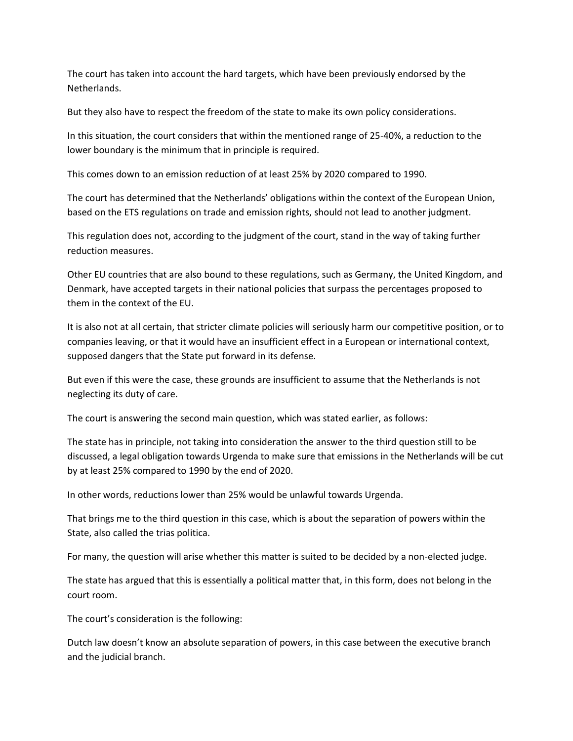The court has taken into account the hard targets, which have been previously endorsed by the Netherlands.

But they also have to respect the freedom of the state to make its own policy considerations.

In this situation, the court considers that within the mentioned range of 25-40%, a reduction to the lower boundary is the minimum that in principle is required.

This comes down to an emission reduction of at least 25% by 2020 compared to 1990.

The court has determined that the Netherlands' obligations within the context of the European Union, based on the ETS regulations on trade and emission rights, should not lead to another judgment.

This regulation does not, according to the judgment of the court, stand in the way of taking further reduction measures.

Other EU countries that are also bound to these regulations, such as Germany, the United Kingdom, and Denmark, have accepted targets in their national policies that surpass the percentages proposed to them in the context of the EU.

It is also not at all certain, that stricter climate policies will seriously harm our competitive position, or to companies leaving, or that it would have an insufficient effect in a European or international context, supposed dangers that the State put forward in its defense.

But even if this were the case, these grounds are insufficient to assume that the Netherlands is not neglecting its duty of care.

The court is answering the second main question, which was stated earlier, as follows:

The state has in principle, not taking into consideration the answer to the third question still to be discussed, a legal obligation towards Urgenda to make sure that emissions in the Netherlands will be cut by at least 25% compared to 1990 by the end of 2020.

In other words, reductions lower than 25% would be unlawful towards Urgenda.

That brings me to the third question in this case, which is about the separation of powers within the State, also called the trias politica.

For many, the question will arise whether this matter is suited to be decided by a non-elected judge.

The state has argued that this is essentially a political matter that, in this form, does not belong in the court room.

The court's consideration is the following:

Dutch law doesn't know an absolute separation of powers, in this case between the executive branch and the judicial branch.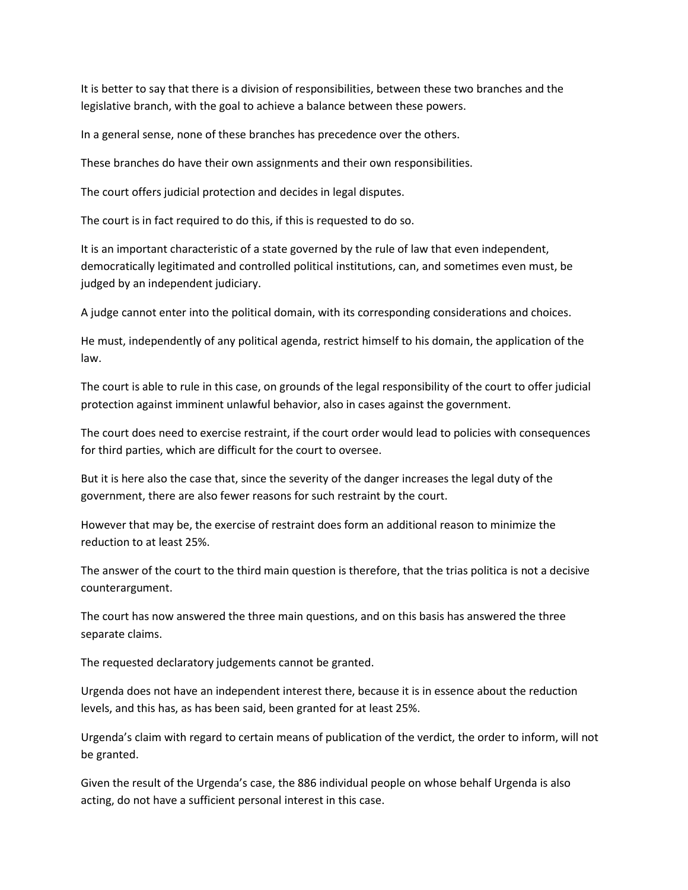It is better to say that there is a division of responsibilities, between these two branches and the legislative branch, with the goal to achieve a balance between these powers.

In a general sense, none of these branches has precedence over the others.

These branches do have their own assignments and their own responsibilities.

The court offers judicial protection and decides in legal disputes.

The court is in fact required to do this, if this is requested to do so.

It is an important characteristic of a state governed by the rule of law that even independent, democratically legitimated and controlled political institutions, can, and sometimes even must, be judged by an independent judiciary.

A judge cannot enter into the political domain, with its corresponding considerations and choices.

He must, independently of any political agenda, restrict himself to his domain, the application of the law.

The court is able to rule in this case, on grounds of the legal responsibility of the court to offer judicial protection against imminent unlawful behavior, also in cases against the government.

The court does need to exercise restraint, if the court order would lead to policies with consequences for third parties, which are difficult for the court to oversee.

But it is here also the case that, since the severity of the danger increases the legal duty of the government, there are also fewer reasons for such restraint by the court.

However that may be, the exercise of restraint does form an additional reason to minimize the reduction to at least 25%.

The answer of the court to the third main question is therefore, that the trias politica is not a decisive counterargument.

The court has now answered the three main questions, and on this basis has answered the three separate claims.

The requested declaratory judgements cannot be granted.

Urgenda does not have an independent interest there, because it is in essence about the reduction levels, and this has, as has been said, been granted for at least 25%.

Urgenda's claim with regard to certain means of publication of the verdict, the order to inform, will not be granted.

Given the result of the Urgenda's case, the 886 individual people on whose behalf Urgenda is also acting, do not have a sufficient personal interest in this case.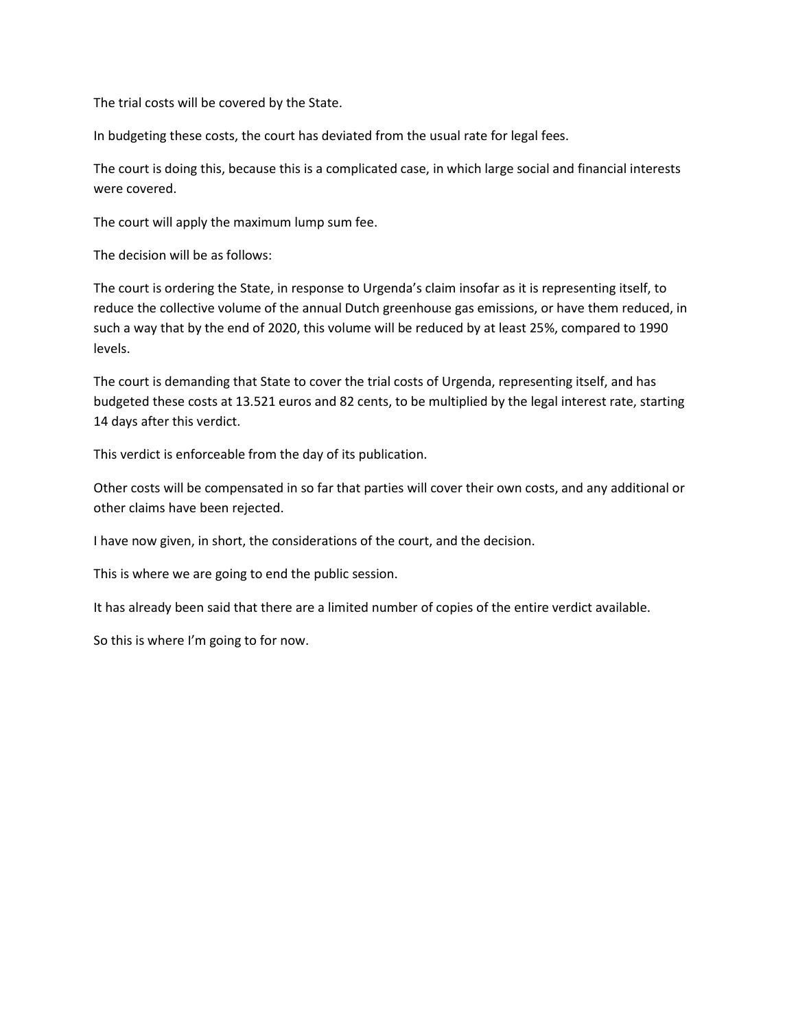The trial costs will be covered by the State.

In budgeting these costs, the court has deviated from the usual rate for legal fees.

The court is doing this, because this is a complicated case, in which large social and financial interests were covered.

The court will apply the maximum lump sum fee.

The decision will be as follows:

The court is ordering the State, in response to Urgenda's claim insofar as it is representing itself, to reduce the collective volume of the annual Dutch greenhouse gas emissions, or have them reduced, in such a way that by the end of 2020, this volume will be reduced by at least 25%, compared to 1990 levels.

The court is demanding that State to cover the trial costs of Urgenda, representing itself, and has budgeted these costs at 13.521 euros and 82 cents, to be multiplied by the legal interest rate, starting 14 days after this verdict.

This verdict is enforceable from the day of its publication.

Other costs will be compensated in so far that parties will cover their own costs, and any additional or other claims have been rejected.

I have now given, in short, the considerations of the court, and the decision.

This is where we are going to end the public session.

It has already been said that there are a limited number of copies of the entire verdict available.

So this is where I'm going to for now.